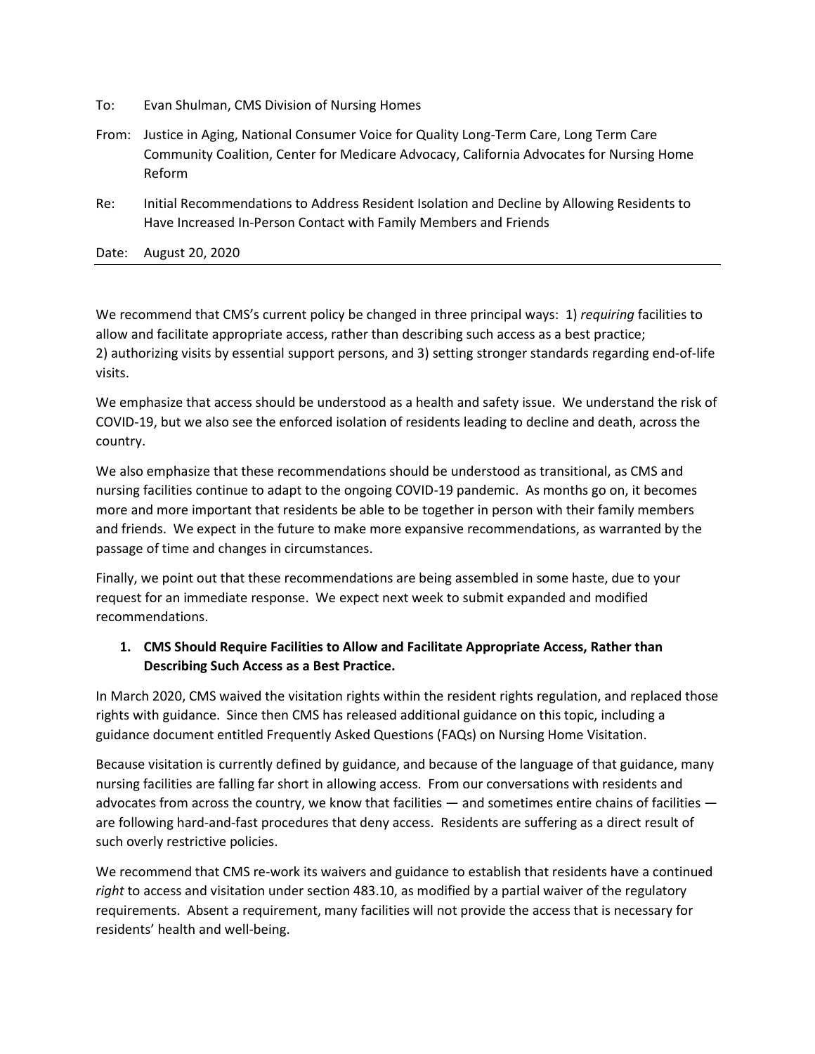To: Evan Shulman, CMS Division of Nursing Homes

From: Justice in Aging, National Consumer Voice for Quality Long-Term Care, Long Term Care Community Coalition, Center for Medicare Advocacy, California Advocates for Nursing Home Reform

Re: Initial Recommendations to Address Resident Isolation and Decline by Allowing Residents to Have Increased In-Person Contact with Family Members and Friends

Date: August 20, 2020

---

We recommend that CMS's current policy be changed in three principal ways: 1) *requiring* facilities to allow and facilitate appropriate access, rather than describing such access as a best practice; 2) authorizing visits by essential support persons, and 3) setting stronger standards regarding end-of-life visits.

We emphasize that access should be understood as a health and safety issue. We understand the risk of COVID-19, but we also see the enforced isolation of residents leading to decline and death, across the country.

We also emphasize that these recommendations should be understood as transitional, as CMS and nursing facilities continue to adapt to the ongoing COVID-19 pandemic. As months go on, it becomes more and more important that residents be able to be together in person with their family members and friends. We expect in the future to make more expansive recommendations, as warranted by the passage of time and changes in circumstances.

Finally, we point out that these recommendations are being assembled in some haste, due to your request for an immediate response. We expect next week to submit expanded and modified recommendations.

1. **CMS Should Require Facilities to Allow and Facilitate Appropriate Access, Rather than Describing Such Access as a Best Practice.**

In March 2020, CMS waived the visitation rights within the resident rights regulation, and replaced those rights with guidance. Since then CMS has released additional guidance on this topic, including a guidance document entitled Frequently Asked Questions (FAQs) on Nursing Home Visitation.

Because visitation is currently defined by guidance, and because of the language of that guidance, many nursing facilities are falling far short in allowing access. From our conversations with residents and advocates from across the country, we know that facilities — and sometimes entire chains of facilities — are following hard-and-fast procedures that deny access. Residents are suffering as a direct result of such overly restrictive policies.

We recommend that CMS re-work its waivers and guidance to establish that residents have a continued *right* to access and visitation under section 483.10, as modified by a partial waiver of the regulatory requirements. Absent a requirement, many facilities will not provide the access that is necessary for residents' health and well-being.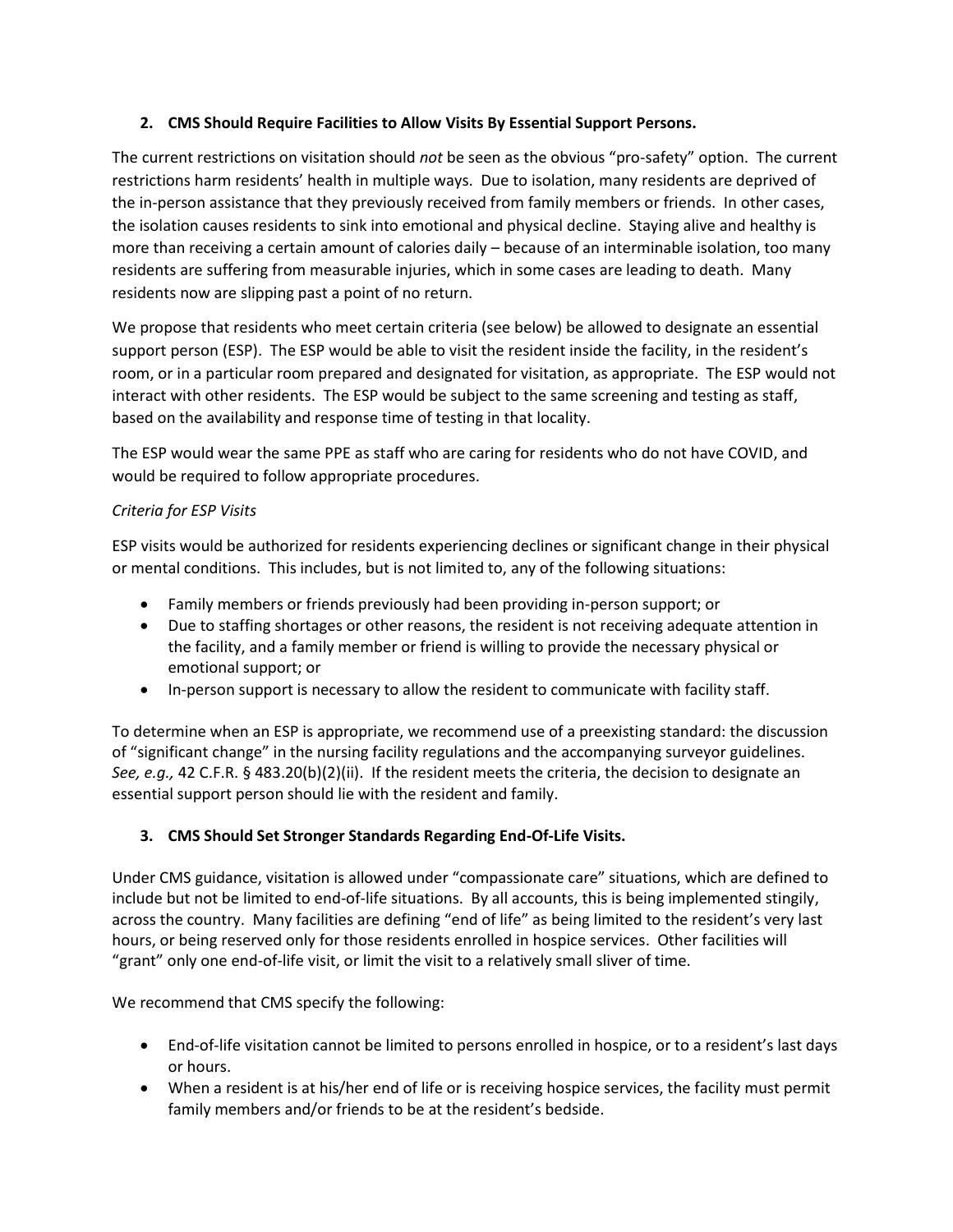**2. CMS Should Require Facilities to Allow Visits By Essential Support Persons.**

The current restrictions on visitation should *not* be seen as the obvious "pro-safety" option. The current restrictions harm residents' health in multiple ways. Due to isolation, many residents are deprived of the in-person assistance that they previously received from family members or friends. In other cases, the isolation causes residents to sink into emotional and physical decline. Staying alive and healthy is more than receiving a certain amount of calories daily – because of an interminable isolation, too many residents are suffering from measurable injuries, which in some cases are leading to death. Many residents now are slipping past a point of no return.

We propose that residents who meet certain criteria (see below) be allowed to designate an essential support person (ESP). The ESP would be able to visit the resident inside the facility, in the resident's room, or in a particular room prepared and designated for visitation, as appropriate. The ESP would not interact with other residents. The ESP would be subject to the same screening and testing as staff, based on the availability and response time of testing in that locality.

The ESP would wear the same PPE as staff who are caring for residents who do not have COVID, and would be required to follow appropriate procedures.

*Criteria for ESP Visits*

ESP visits would be authorized for residents experiencing declines or significant change in their physical or mental conditions. This includes, but is not limited to, any of the following situations:

- Family members or friends previously had been providing in-person support; or
- Due to staffing shortages or other reasons, the resident is not receiving adequate attention in the facility, and a family member or friend is willing to provide the necessary physical or emotional support; or
- In-person support is necessary to allow the resident to communicate with facility staff.

To determine when an ESP is appropriate, we recommend use of a preexisting standard: the discussion of "significant change" in the nursing facility regulations and the accompanying surveyor guidelines. *See, e.g.,* 42 C.F.R. § 483.20(b)(2)(ii). If the resident meets the criteria, the decision to designate an essential support person should lie with the resident and family.

**3. CMS Should Set Stronger Standards Regarding End-Of-Life Visits.**

Under CMS guidance, visitation is allowed under "compassionate care" situations, which are defined to include but not be limited to end-of-life situations. By all accounts, this is being implemented stingily, across the country. Many facilities are defining "end of life" as being limited to the resident's very last hours, or being reserved only for those residents enrolled in hospice services. Other facilities will "grant" only one end-of-life visit, or limit the visit to a relatively small sliver of time.

We recommend that CMS specify the following:

- End-of-life visitation cannot be limited to persons enrolled in hospice, or to a resident's last days or hours.
- When a resident is at his/her end of life or is receiving hospice services, the facility must permit family members and/or friends to be at the resident's bedside.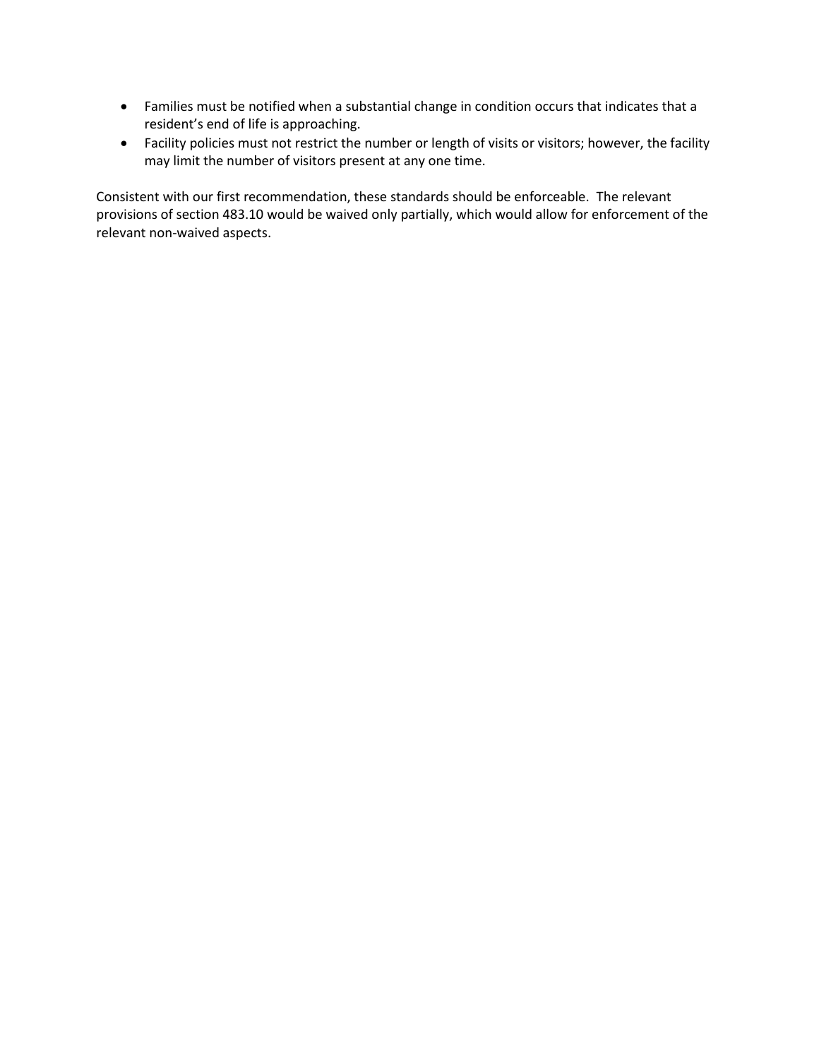- Families must be notified when a substantial change in condition occurs that indicates that a resident's end of life is approaching.
- Facility policies must not restrict the number or length of visits or visitors; however, the facility may limit the number of visitors present at any one time.

Consistent with our first recommendation, these standards should be enforceable. The relevant provisions of section 483.10 would be waived only partially, which would allow for enforcement of the relevant non-waived aspects.